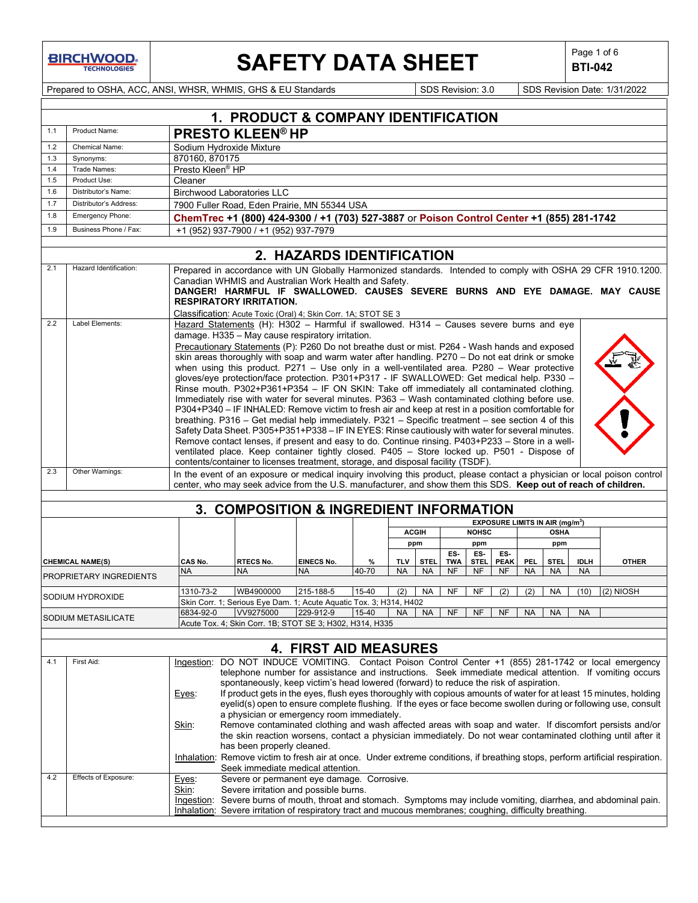# SAFETY DATA SHEET

**BTI-042**

Prepared to OSHA, ACC, ANSI, WHSR, WHMIS, GHS & EU Standards | SDS Revision: 3.0 | SDS Revision Date: 1/31/2022

## 1. PRODUCT & COMPANY IDENTIFICATION

| | | |
|---|---|---|
| 1.1 | Product Name: | **PRESTO KLEEN® HP** |
| 1.2 | Chemical Name: | Sodium Hydroxide Mixture |
| 1.3 | Synonyms: | 870160, 870175 |
| 1.4 | Trade Names: | Presto Kleen® HP |
| 1.5 | Product Use: | Cleaner |
| 1.6 | Distributor's Name: | Birchwood Laboratories LLC |
| 1.7 | Distributor's Address: | 7900 Fuller Road, Eden Prairie, MN 55344 USA |
| 1.8 | Emergency Phone: | **ChemTrec +1 (800) 424-9300 / +1 (703) 527-3887** or **Poison Control Center +1 (855) 281-1742** |
| 1.9 | Business Phone / Fax: | +1 (952) 937-7900 / +1 (952) 937-7979 |

## 2. HAZARDS IDENTIFICATION

| | | |
|---|---|---|
| 2.1 | Hazard Identification: | Prepared in accordance with UN Globally Harmonized standards. Intended to comply with OSHA 29 CFR 1910.1200. Canadian WHMIS and Australian Work Health and Safety. **DANGER! HARMFUL IF SWALLOWED. CAUSES SEVERE BURNS AND EYE DAMAGE. MAY CAUSE RESPIRATORY IRRITATION.** Classification: Acute Toxic (Oral) 4; Skin Corr. 1A; STOT SE 3 |
| 2.2 | Label Elements: | Hazard Statements (H): H302 – Harmful if swallowed. H314 – Causes severe burns and eye damage. H335 – May cause respiratory irritation. Precautionary Statements (P): P260 Do not breathe dust or mist. P264 - Wash hands and exposed skin areas thoroughly with soap and warm water after handling. P270 – Do not eat drink or smoke when using this product. P271 – Use only in a well-ventilated area. P280 – Wear protective gloves/eye protection/face protection. P301+P317 - IF SWALLOWED: Get medical help. P330 – Rinse mouth. P302+P361+P354 – IF ON SKIN: Take off immediately all contaminated clothing. Immediately rise with water for several minutes. P363 – Wash contaminated clothing before use. P304+P340 – IF INHALED: Remove victim to fresh air and keep at rest in a position comfortable for breathing. P316 – Get medial help immediately. P321 – Specific treatment – see section 4 of this Safety Data Sheet. P305+P351+P338 – IF IN EYES: Rinse cautiously with water for several minutes. Remove contact lenses, if present and easy to do. Continue rinsing. P403+P233 – Store in a well-ventilated place. Keep container tightly closed. P405 – Store locked up. P501 - Dispose of contents/container to licenses treatment, storage, and disposal facility (TSDF). |
| 2.3 | Other Warnings: | In the event of an exposure or medical inquiry involving this product, please contact a physician or local poison control center, who may seek advice from the U.S. manufacturer, and show them this SDS. **Keep out of reach of children.** |

## 3. COMPOSITION & INGREDIENT INFORMATION

| | | | | | EXPOSURE LIMITS IN AIR (mg/m³) | | | | | | | | | |
|---|---|---|---|---|---|---|---|---|---|---|---|---|---|---|
| | | | | | ACGIH | | NOHSC | | | OSHA | | | | |
| | | | | | ppm | | ppm | | | ppm | | | | |
| CHEMICAL NAME(S) | CAS No. | RTECS No. | EINECS No. | % | TLV | STEL | ES-TWA | ES-STEL | ES-PEAK | PEL | STEL | IDLH | OTHER |
| PROPRIETARY INGREDIENTS | NA | NA | NA | 40-70 | NA | NA | NF | NF | NF | NA | NA | NA | |
| SODIUM HYDROXIDE | 1310-73-2 | WB4900000 | 215-188-5 | 15-40 | (2) | NA | NF | NF | (2) | (2) | NA | (10) | (2) NIOSH |
| | Skin Corr. 1; Serious Eye Dam. 1; Acute Aquatic Tox. 3; H314, H402 | | | | | | | | | | | | |
| SODIUM METASILICATE | 6834-92-0 | VV9275000 | 229-912-9 | 15-40 | NA | NA | NF | NF | NF | NA | NA | NA | |
| | Acute Tox. 4; Skin Corr. 1B; STOT SE 3; H302, H314, H335 | | | | | | | | | | | | |

## 4. FIRST AID MEASURES

| | | |
|---|---|---|
| 4.1 | First Aid: | Ingestion: DO NOT INDUCE VOMITING. Contact Poison Control Center +1 (855) 281-1742 or local emergency telephone number for assistance and instructions. Seek immediate medical attention. If vomiting occurs spontaneously, keep victim's head lowered (forward) to reduce the risk of aspiration. Eyes: If product gets in the eyes, flush eyes thoroughly with copious amounts of water for at least 15 minutes, holding eyelid(s) open to ensure complete flushing. If the eyes or face become swollen during or following use, consult a physician or emergency room immediately. Skin: Remove contaminated clothing and wash affected areas with soap and water. If discomfort persists and/or the skin reaction worsens, contact a physician immediately. Do not wear contaminated clothing until after it has been properly cleaned. Inhalation: Remove victim to fresh air at once. Under extreme conditions, if breathing stops, perform artificial respiration. Seek immediate medical attention. |
| 4.2 | Effects of Exposure: | Eyes: Severe or permanent eye damage. Corrosive. Skin: Severe irritation and possible burns. Ingestion: Severe burns of mouth, throat and stomach. Symptoms may include vomiting, diarrhea, and abdominal pain. Inhalation: Severe irritation of respiratory tract and mucous membranes; coughing, difficulty breathing. |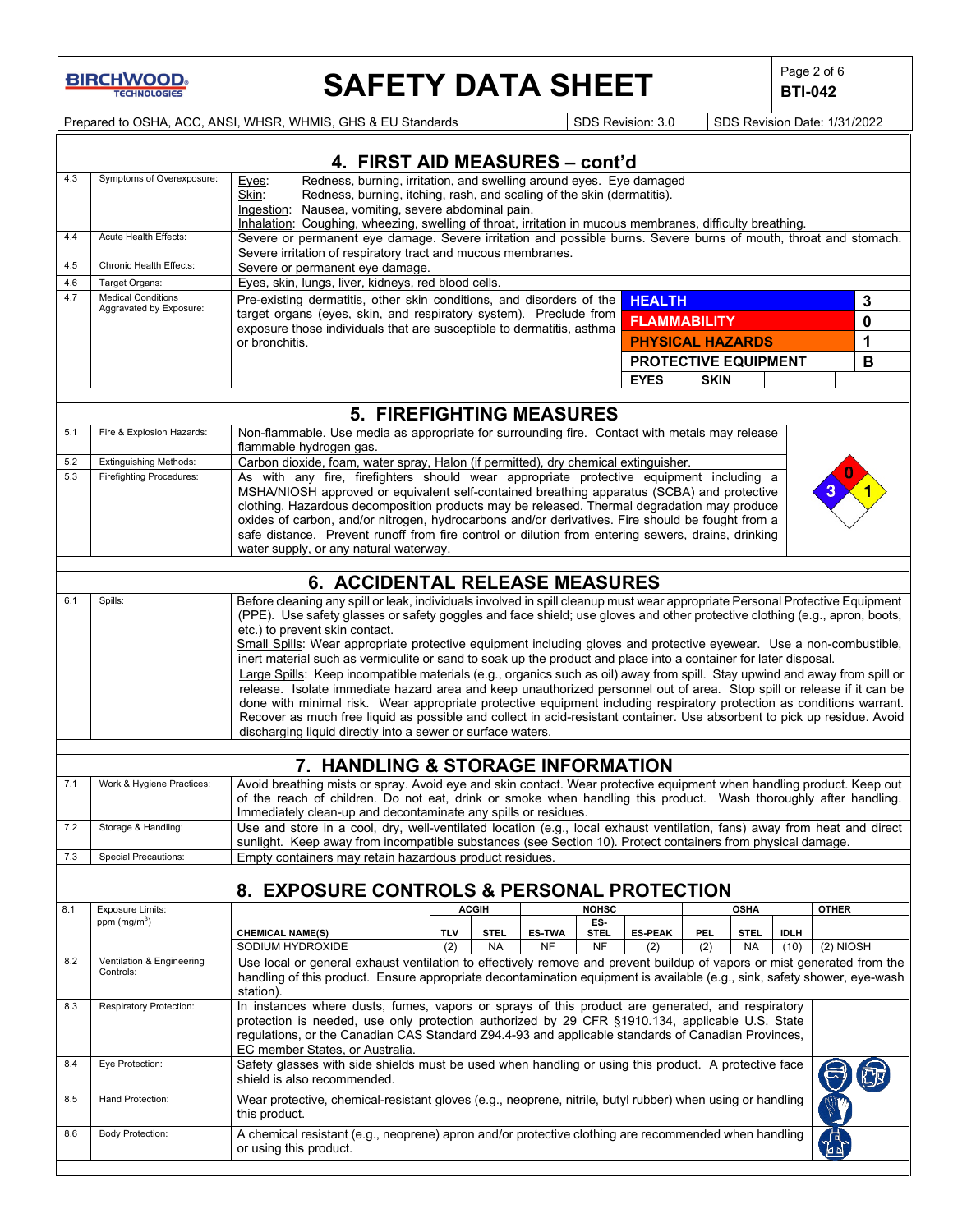## 4. FIRST AID MEASURES – cont'd

| | | |
|---|---|---|
| 4.3 | Symptoms of Overexposure: | Eyes: Redness, burning, irritation, and swelling around eyes. Eye damaged<br>Skin: Redness, burning, itching, rash, and scaling of the skin (dermatitis).<br>Ingestion: Nausea, vomiting, severe abdominal pain.<br>Inhalation: Coughing, wheezing, swelling of throat, irritation in mucous membranes, difficulty breathing. |
| 4.4 | Acute Health Effects: | Severe or permanent eye damage. Severe irritation and possible burns. Severe burns of mouth, throat and stomach. Severe irritation of respiratory tract and mucous membranes. |
| 4.5 | Chronic Health Effects: | Severe or permanent eye damage. |
| 4.6 | Target Organs: | Eyes, skin, lungs, liver, kidneys, red blood cells. |
| 4.7 | Medical Conditions Aggravated by Exposure: | Pre-existing dermatitis, other skin conditions, and disorders of the target organs (eyes, skin, and respiratory system). Preclude from exposure those individuals that are susceptible to dermatitis, asthma or bronchitis. |

| | |
|---|---|
| HEALTH | 3 |
| FLAMMABILITY | 0 |
| PHYSICAL HAZARDS | 1 |
| PROTECTIVE EQUIPMENT | B |
| EYES | SKIN |

## 5. FIREFIGHTING MEASURES

| | | |
|---|---|---|
| 5.1 | Fire & Explosion Hazards: | Non-flammable. Use media as appropriate for surrounding fire. Contact with metals may release flammable hydrogen gas. |
| 5.2 | Extinguishing Methods: | Carbon dioxide, foam, water spray, Halon (if permitted), dry chemical extinguisher. |
| 5.3 | Firefighting Procedures: | As with any fire, firefighters should wear appropriate protective equipment including a MSHA/NIOSH approved or equivalent self-contained breathing apparatus (SCBA) and protective clothing. Hazardous decomposition products may be released. Thermal degradation may produce oxides of carbon, and/or nitrogen, hydrocarbons and/or derivatives. Fire should be fought from a safe distance. Prevent runoff from fire control or dilution from entering sewers, drains, drinking water supply, or any natural waterway. |

NFPA: Health 3, Flammability 0, Instability 1

## 6. ACCIDENTAL RELEASE MEASURES

| | | |
|---|---|---|
| 6.1 | Spills: | Before cleaning any spill or leak, individuals involved in spill cleanup must wear appropriate Personal Protective Equipment (PPE). Use safety glasses or safety goggles and face shield; use gloves and other protective clothing (e.g., apron, boots, etc.) to prevent skin contact.<br>Small Spills: Wear appropriate protective equipment including gloves and protective eyewear. Use a non-combustible, inert material such as vermiculite or sand to soak up the product and place into a container for later disposal.<br>Large Spills: Keep incompatible materials (e.g., organics such as oil) away from spill. Stay upwind and away from spill or release. Isolate immediate hazard area and keep unauthorized personnel out of area. Stop spill or release if it can be done with minimal risk. Wear appropriate protective equipment including respiratory protection as conditions warrant. Recover as much free liquid as possible and collect in acid-resistant container. Use absorbent to pick up residue. Avoid discharging liquid directly into a sewer or surface waters. |

## 7. HANDLING & STORAGE INFORMATION

| | | |
|---|---|---|
| 7.1 | Work & Hygiene Practices: | Avoid breathing mists or spray. Avoid eye and skin contact. Wear protective equipment when handling product. Keep out of the reach of children. Do not eat, drink or smoke when handling this product. Wash thoroughly after handling. Immediately clean-up and decontaminate any spills or residues. |
| 7.2 | Storage & Handling: | Use and store in a cool, dry, well-ventilated location (e.g., local exhaust ventilation, fans) away from heat and direct sunlight. Keep away from incompatible substances (see Section 10). Protect containers from physical damage. |
| 7.3 | Special Precautions: | Empty containers may retain hazardous product residues. |

## 8. EXPOSURE CONTROLS & PERSONAL PROTECTION

8.1 Exposure Limits: ppm (mg/m$^3$)

| | ACGIH | | NOHSC | | | OSHA | | | OTHER |
|---|---|---|---|---|---|---|---|---|---|
| CHEMICAL NAME(S) | TLV | STEL | ES-TWA | ES-STEL | ES-PEAK | PEL | STEL | IDLH | |
| SODIUM HYDROXIDE | (2) | NA | NF | NF | (2) | (2) | NA | (10) | (2) NIOSH |

| | | |
|---|---|---|
| 8.2 | Ventilation & Engineering Controls: | Use local or general exhaust ventilation to effectively remove and prevent buildup of vapors or mist generated from the handling of this product. Ensure appropriate decontamination equipment is available (e.g., sink, safety shower, eye-wash station). |
| 8.3 | Respiratory Protection: | In instances where dusts, fumes, vapors or sprays of this product are generated, and respiratory protection is needed, use only protection authorized by 29 CFR §1910.134, applicable U.S. State regulations, or the Canadian CAS Standard Z94.4-93 and applicable standards of Canadian Provinces, EC member States, or Australia. |
| 8.4 | Eye Protection: | Safety glasses with side shields must be used when handling or using this product. A protective face shield is also recommended. |
| 8.5 | Hand Protection: | Wear protective, chemical-resistant gloves (e.g., neoprene, nitrile, butyl rubber) when using or handling this product. |
| 8.6 | Body Protection: | A chemical resistant (e.g., neoprene) apron and/or protective clothing are recommended when handling or using this product. |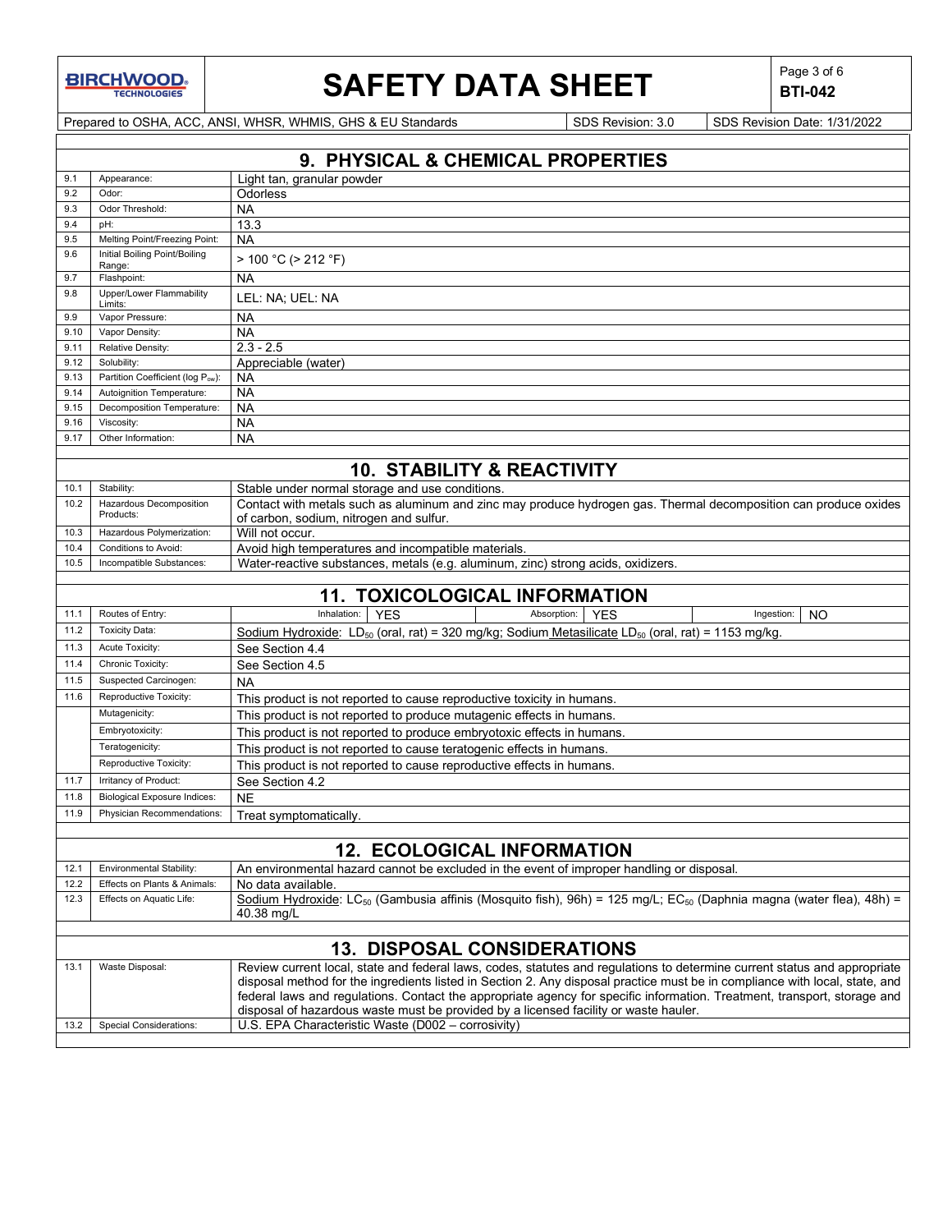## 9. PHYSICAL & CHEMICAL PROPERTIES

| | | |
|---|---|---|
| 9.1 | Appearance: | Light tan, granular powder |
| 9.2 | Odor: | Odorless |
| 9.3 | Odor Threshold: | NA |
| 9.4 | pH: | 13.3 |
| 9.5 | Melting Point/Freezing Point: | NA |
| 9.6 | Initial Boiling Point/Boiling Range: | > 100 °C (> 212 °F) |
| 9.7 | Flashpoint: | NA |
| 9.8 | Upper/Lower Flammability Limits: | LEL: NA; UEL: NA |
| 9.9 | Vapor Pressure: | NA |
| 9.10 | Vapor Density: | NA |
| 9.11 | Relative Density: | 2.3 - 2.5 |
| 9.12 | Solubility: | Appreciable (water) |
| 9.13 | Partition Coefficient (log $P_{ow}$): | NA |
| 9.14 | Autoignition Temperature: | NA |
| 9.15 | Decomposition Temperature: | NA |
| 9.16 | Viscosity: | NA |
| 9.17 | Other Information: | NA |

## 10. STABILITY & REACTIVITY

| | | |
|---|---|---|
| 10.1 | Stability: | Stable under normal storage and use conditions. |
| 10.2 | Hazardous Decomposition Products: | Contact with metals such as aluminum and zinc may produce hydrogen gas. Thermal decomposition can produce oxides of carbon, sodium, nitrogen and sulfur. |
| 10.3 | Hazardous Polymerization: | Will not occur. |
| 10.4 | Conditions to Avoid: | Avoid high temperatures and incompatible materials. |
| 10.5 | Incompatible Substances: | Water-reactive substances, metals (e.g. aluminum, zinc) strong acids, oxidizers. |

## 11. TOXICOLOGICAL INFORMATION

| | | |
|---|---|---|
| 11.1 | Routes of Entry: | Inhalation: YES; Absorption: YES; Ingestion: NO |
| 11.2 | Toxicity Data: | Sodium Hydroxide: $LD_{50}$ (oral, rat) = 320 mg/kg; Sodium Metasilicate $LD_{50}$ (oral, rat) = 1153 mg/kg. |
| 11.3 | Acute Toxicity: | See Section 4.4 |
| 11.4 | Chronic Toxicity: | See Section 4.5 |
| 11.5 | Suspected Carcinogen: | NA |
| 11.6 | Reproductive Toxicity: | This product is not reported to cause reproductive toxicity in humans. |
| | Mutagenicity: | This product is not reported to produce mutagenic effects in humans. |
| | Embryotoxicity: | This product is not reported to produce embryotoxic effects in humans. |
| | Teratogenicity: | This product is not reported to cause teratogenic effects in humans. |
| | Reproductive Toxicity: | This product is not reported to cause reproductive effects in humans. |
| 11.7 | Irritancy of Product: | See Section 4.2 |
| 11.8 | Biological Exposure Indices: | NE |
| 11.9 | Physician Recommendations: | Treat symptomatically. |

## 12. ECOLOGICAL INFORMATION

| | | |
|---|---|---|
| 12.1 | Environmental Stability: | An environmental hazard cannot be excluded in the event of improper handling or disposal. |
| 12.2 | Effects on Plants & Animals: | No data available. |
| 12.3 | Effects on Aquatic Life: | Sodium Hydroxide: $LC_{50}$ (Gambusia affinis (Mosquito fish), 96h) = 125 mg/L; $EC_{50}$ (Daphnia magna (water flea), 48h) = 40.38 mg/L |

## 13. DISPOSAL CONSIDERATIONS

| | | |
|---|---|---|
| 13.1 | Waste Disposal: | Review current local, state and federal laws, codes, statutes and regulations to determine current status and appropriate disposal method for the ingredients listed in Section 2. Any disposal practice must be in compliance with local, state, and federal laws and regulations. Contact the appropriate agency for specific information. Treatment, transport, storage and disposal of hazardous waste must be provided by a licensed facility or waste hauler. |
| 13.2 | Special Considerations: | U.S. EPA Characteristic Waste (D002 – corrosivity) |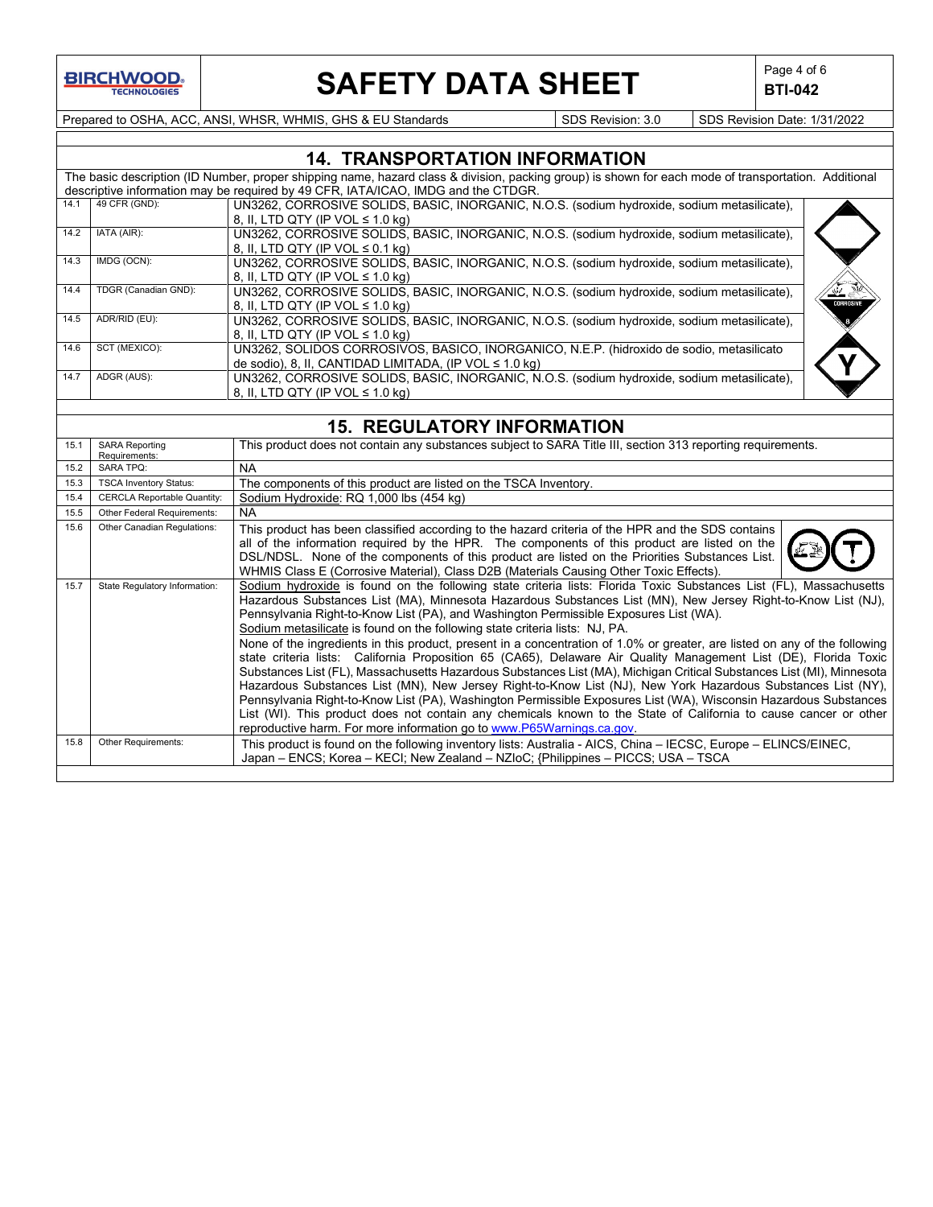## 14. TRANSPORTATION INFORMATION

The basic description (ID Number, proper shipping name, hazard class & division, packing group) is shown for each mode of transportation. Additional descriptive information may be required by 49 CFR, IATA/ICAO, IMDG and the CTDGR.

| | | |
|---|---|---|
| 14.1 | 49 CFR (GND): | UN3262, CORROSIVE SOLIDS, BASIC, INORGANIC, N.O.S. (sodium hydroxide, sodium metasilicate), 8, II, LTD QTY (IP VOL ≤ 1.0 kg) |
| 14.2 | IATA (AIR): | UN3262, CORROSIVE SOLIDS, BASIC, INORGANIC, N.O.S. (sodium hydroxide, sodium metasilicate), 8, II, LTD QTY (IP VOL ≤ 0.1 kg) |
| 14.3 | IMDG (OCN): | UN3262, CORROSIVE SOLIDS, BASIC, INORGANIC, N.O.S. (sodium hydroxide, sodium metasilicate), 8, II, LTD QTY (IP VOL ≤ 1.0 kg) |
| 14.4 | TDGR (Canadian GND): | UN3262, CORROSIVE SOLIDS, BASIC, INORGANIC, N.O.S. (sodium hydroxide, sodium metasilicate), 8, II, LTD QTY (IP VOL ≤ 1.0 kg) |
| 14.5 | ADR/RID (EU): | UN3262, CORROSIVE SOLIDS, BASIC, INORGANIC, N.O.S. (sodium hydroxide, sodium metasilicate), 8, II, LTD QTY (IP VOL ≤ 1.0 kg) |
| 14.6 | SCT (MEXICO): | UN3262, SOLIDOS CORROSIVOS, BASICO, INORGANICO, N.E.P. (hidroxido de sodio, metasilicato de sodio), 8, II, CANTIDAD LIMITADA, (IP VOL ≤ 1.0 kg) |
| 14.7 | ADGR (AUS): | UN3262, CORROSIVE SOLIDS, BASIC, INORGANIC, N.O.S. (sodium hydroxide, sodium metasilicate), 8, II, LTD QTY (IP VOL ≤ 1.0 kg) |

## 15. REGULATORY INFORMATION

| | | |
|---|---|---|
| 15.1 | SARA Reporting Requirements: | This product does not contain any substances subject to SARA Title III, section 313 reporting requirements. |
| 15.2 | SARA TPQ: | NA |
| 15.3 | TSCA Inventory Status: | The components of this product are listed on the TSCA Inventory. |
| 15.4 | CERCLA Reportable Quantity: | Sodium Hydroxide: RQ 1,000 lbs (454 kg) |
| 15.5 | Other Federal Requirements: | NA |
| 15.6 | Other Canadian Regulations: | This product has been classified according to the hazard criteria of the HPR and the SDS contains all of the information required by the HPR. The components of this product are listed on the DSL/NDSL. None of the components of this product are listed on the Priorities Substances List. WHMIS Class E (Corrosive Material), Class D2B (Materials Causing Other Toxic Effects). |
| 15.7 | State Regulatory Information: | Sodium hydroxide is found on the following state criteria lists: Florida Toxic Substances List (FL), Massachusetts Hazardous Substances List (MA), Minnesota Hazardous Substances List (MN), New Jersey Right-to-Know List (NJ), Pennsylvania Right-to-Know List (PA), and Washington Permissible Exposures List (WA).<br>Sodium metasilicate is found on the following state criteria lists: NJ, PA.<br>None of the ingredients in this product, present in a concentration of 1.0% or greater, are listed on any of the following state criteria lists: California Proposition 65 (CA65), Delaware Air Quality Management List (DE), Florida Toxic Substances List (FL), Massachusetts Hazardous Substances List (MA), Michigan Critical Substances List (MI), Minnesota Hazardous Substances List (MN), New Jersey Right-to-Know List (NJ), New York Hazardous Substances List (NY), Pennsylvania Right-to-Know List (PA), Washington Permissible Exposures List (WA), Wisconsin Hazardous Substances List (WI). This product does not contain any chemicals known to the State of California to cause cancer or other reproductive harm. For more information go to www.P65Warnings.ca.gov. |
| 15.8 | Other Requirements: | This product is found on the following inventory lists: Australia - AICS, China – IECSC, Europe – ELINCS/EINEC, Japan – ENCS; Korea – KECI; New Zealand – NZIoC; {Philippines – PICCS; USA – TSCA |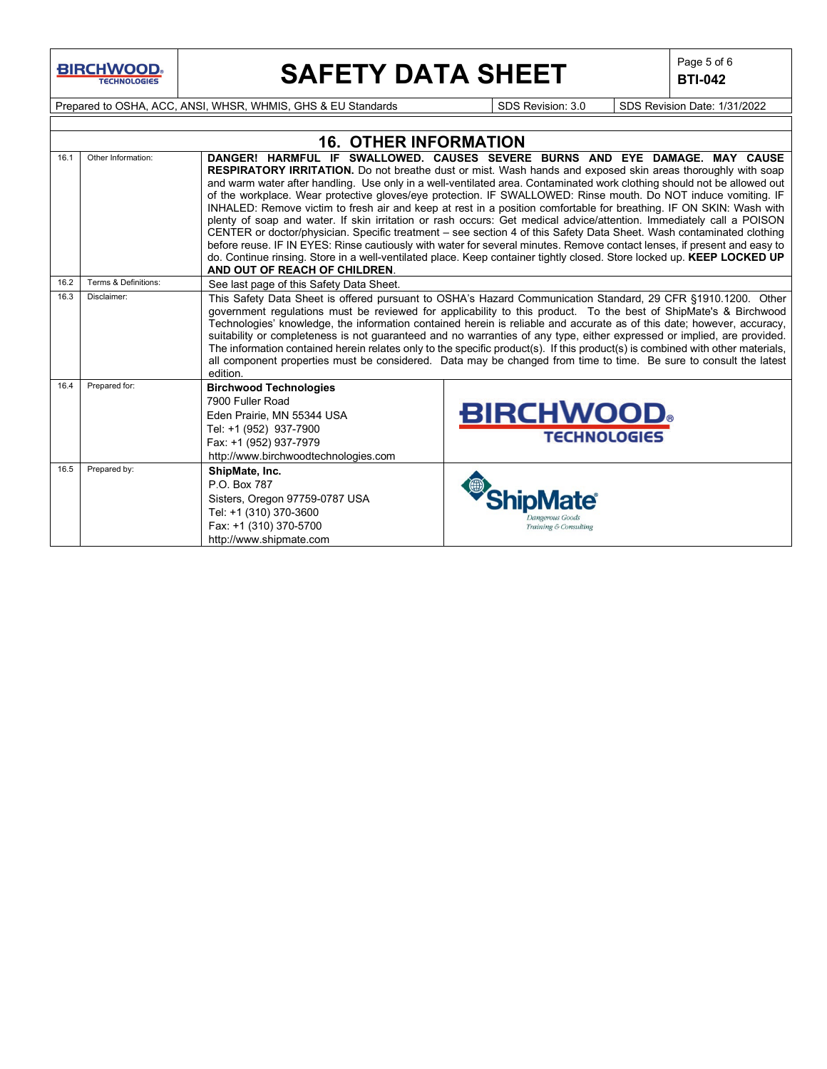## 16. OTHER INFORMATION

| | | |
|---|---|---|
| 16.1 | Other Information: | **DANGER! HARMFUL IF SWALLOWED. CAUSES SEVERE BURNS AND EYE DAMAGE. MAY CAUSE RESPIRATORY IRRITATION.** Do not breathe dust or mist. Wash hands and exposed skin areas thoroughly with soap and warm water after handling. Use only in a well-ventilated area. Contaminated work clothing should not be allowed out of the workplace. Wear protective gloves/eye protection. IF SWALLOWED: Rinse mouth. Do NOT induce vomiting. IF INHALED: Remove victim to fresh air and keep at rest in a position comfortable for breathing. IF ON SKIN: Wash with plenty of soap and water. If skin irritation or rash occurs: Get medical advice/attention. Immediately call a POISON CENTER or doctor/physician. Specific treatment – see section 4 of this Safety Data Sheet. Wash contaminated clothing before reuse. IF IN EYES: Rinse cautiously with water for several minutes. Remove contact lenses, if present and easy to do. Continue rinsing. Store in a well-ventilated place. Keep container tightly closed. Store locked up. **KEEP LOCKED UP AND OUT OF REACH OF CHILDREN**. |
| 16.2 | Terms & Definitions: | See last page of this Safety Data Sheet. |
| 16.3 | Disclaimer: | This Safety Data Sheet is offered pursuant to OSHA's Hazard Communication Standard, 29 CFR §1910.1200. Other government regulations must be reviewed for applicability to this product. To the best of ShipMate's & Birchwood Technologies' knowledge, the information contained herein is reliable and accurate as of this date; however, accuracy, suitability or completeness is not guaranteed and no warranties of any type, either expressed or implied, are provided. The information contained herein relates only to the specific product(s). If this product(s) is combined with other materials, all component properties must be considered. Data may be changed from time to time. Be sure to consult the latest edition. |
| 16.4 | Prepared for: | **Birchwood Technologies**<br>7900 Fuller Road<br>Eden Prairie, MN 55344 USA<br>Tel: +1 (952) 937-7900<br>Fax: +1 (952) 937-7979<br>http://www.birchwoodtechnologies.com |
| 16.5 | Prepared by: | **ShipMate, Inc.**<br>P.O. Box 787<br>Sisters, Oregon 97759-0787 USA<br>Tel: +1 (310) 370-3600<br>Fax: +1 (310) 370-5700<br>http://www.shipmate.com |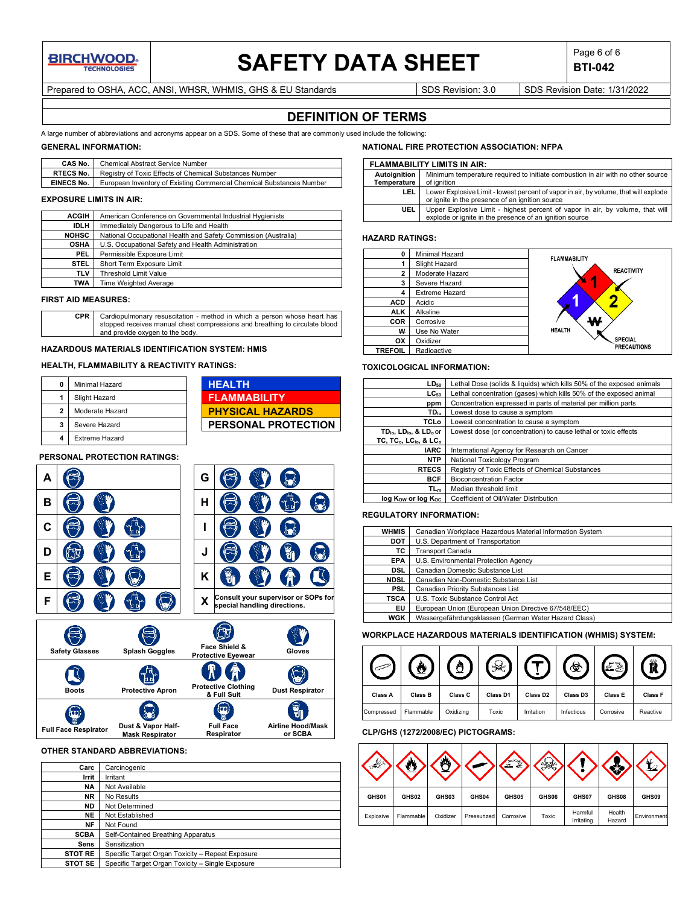# DEFINITION OF TERMS

A large number of abbreviations and acronyms appear on a SDS. Some of these that are commonly used include the following:

### GENERAL INFORMATION:

| | |
|---|---|
| **CAS No.** | Chemical Abstract Service Number |
| **RTECS No.** | Registry of Toxic Effects of Chemical Substances Number |
| **EINECS No.** | European Inventory of Existing Commercial Chemical Substances Number |

### EXPOSURE LIMITS IN AIR:

| | |
|---|---|
| **ACGIH** | American Conference on Governmental Industrial Hygienists |
| **IDLH** | Immediately Dangerous to Life and Health |
| **NOHSC** | National Occupational Health and Safety Commission (Australia) |
| **OSHA** | U.S. Occupational Safety and Health Administration |
| **PEL** | Permissible Exposure Limit |
| **STEL** | Short Term Exposure Limit |
| **TLV** | Threshold Limit Value |
| **TWA** | Time Weighted Average |

### FIRST AID MEASURES:

| | |
|---|---|
| **CPR** | Cardiopulmonary resuscitation - method in which a person whose heart has stopped receives manual chest compressions and breathing to circulate blood and provide oxygen to the body. |

### HAZARDOUS MATERIALS IDENTIFICATION SYSTEM: HMIS

### HEALTH, FLAMMABILITY & REACTIVITY RATINGS:

| | |
|---|---|
| **0** | Minimal Hazard |
| **1** | Slight Hazard |
| **2** | Moderate Hazard |
| **3** | Severe Hazard |
| **4** | Extreme Hazard |

HEALTH
FLAMMABILITY
PHYSICAL HAZARDS
PERSONAL PROTECTION

### PERSONAL PROTECTION RATINGS:

A B C D E F G H I J K

X — Consult your supervisor or SOPs for special handling directions.

Safety Glasses, Splash Goggles, Face Shield & Protective Eyewear, Gloves, Boots, Protective Apron, Protective Clothing & Full Suit, Dust Respirator, Full Face Respirator, Dust & Vapor Half-Mask Respirator, Full Face Respirator, Airline Hood/Mask or SCBA

### OTHER STANDARD ABBREVIATIONS:

| | |
|---|---|
| **Carc** | Carcinogenic |
| **Irrit** | Irritant |
| **NA** | Not Available |
| **NR** | No Results |
| **ND** | Not Determined |
| **NE** | Not Established |
| **NF** | Not Found |
| **SCBA** | Self-Contained Breathing Apparatus |
| **Sens** | Sensitization |
| **STOT RE** | Specific Target Organ Toxicity – Repeat Exposure |
| **STOT SE** | Specific Target Organ Toxicity – Single Exposure |

### NATIONAL FIRE PROTECTION ASSOCIATION: NFPA

| FLAMMABILITY LIMITS IN AIR: | |
|---|---|
| **Autoignition Temperature** | Minimum temperature required to initiate combustion in air with no other source of ignition |
| **LEL** | Lower Explosive Limit - lowest percent of vapor in air, by volume, that will explode or ignite in the presence of an ignition source |
| **UEL** | Upper Explosive Limit - highest percent of vapor in air, by volume, that will explode or ignite in the presence of an ignition source |

### HAZARD RATINGS:

| | |
|---|---|
| **0** | Minimal Hazard |
| **1** | Slight Hazard |
| **2** | Moderate Hazard |
| **3** | Severe Hazard |
| **4** | Extreme Hazard |
| **ACD** | Acidic |
| **ALK** | Alkaline |
| **COR** | Corrosive |
| **W** | Use No Water |
| **OX** | Oxidizer |
| **TREFOIL** | Radioactive |

FLAMMABILITY
REACTIVITY
HEALTH
SPECIAL PRECAUTIONS
1
1
2
W

### TOXICOLOGICAL INFORMATION:

| | |
|---|---|
| **$LD_{50}$** | Lethal Dose (solids & liquids) which kills 50% of the exposed animals |
| **$LC_{50}$** | Lethal concentration (gases) which kills 50% of the exposed animal |
| **ppm** | Concentration expressed in parts of material per million parts |
| **$TD_{lo}$** | Lowest dose to cause a symptom |
| **TCLo** | Lowest concentration to cause a symptom |
| **$TD_{lo}$, $LD_{lo}$, & $LD_o$ or TC, $TC_o$, $LC_{lo}$, & $LC_o$** | Lowest dose (or concentration) to cause lethal or toxic effects |
| **IARC** | International Agency for Research on Cancer |
| **NTP** | National Toxicology Program |
| **RTECS** | Registry of Toxic Effects of Chemical Substances |
| **BCF** | Bioconcentration Factor |
| **$TL_m$** | Median threshold limit |
| **log $K_{OW}$ or log $K_{OC}$** | Coefficient of Oil/Water Distribution |

### REGULATORY INFORMATION:

| | |
|---|---|
| **WHMIS** | Canadian Workplace Hazardous Material Information System |
| **DOT** | U.S. Department of Transportation |
| **TC** | Transport Canada |
| **EPA** | U.S. Environmental Protection Agency |
| **DSL** | Canadian Domestic Substance List |
| **NDSL** | Canadian Non-Domestic Substance List |
| **PSL** | Canadian Priority Substances List |
| **TSCA** | U.S. Toxic Substance Control Act |
| **EU** | European Union (European Union Directive 67/548/EEC) |
| **WGK** | Wassergefährdungsklassen (German Water Hazard Class) |

### WORKPLACE HAZARDOUS MATERIALS IDENTIFICATION (WHMIS) SYSTEM:

| Class A | Class B | Class C | Class D1 | Class D2 | Class D3 | Class E | Class F |
|---|---|---|---|---|---|---|---|
| Compressed | Flammable | Oxidizing | Toxic | Irritation | Infectious | Corrosive | Reactive |

### CLP/GHS (1272/2008/EC) PICTOGRAMS:

| GHS01 | GHS02 | GHS03 | GHS04 | GHS05 | GHS06 | GHS07 | GHS08 | GHS09 |
|---|---|---|---|---|---|---|---|---|
| Explosive | Flammable | Oxidizer | Pressurized | Corrosive | Toxic | Harmful Irritating | Health Hazard | Environment |